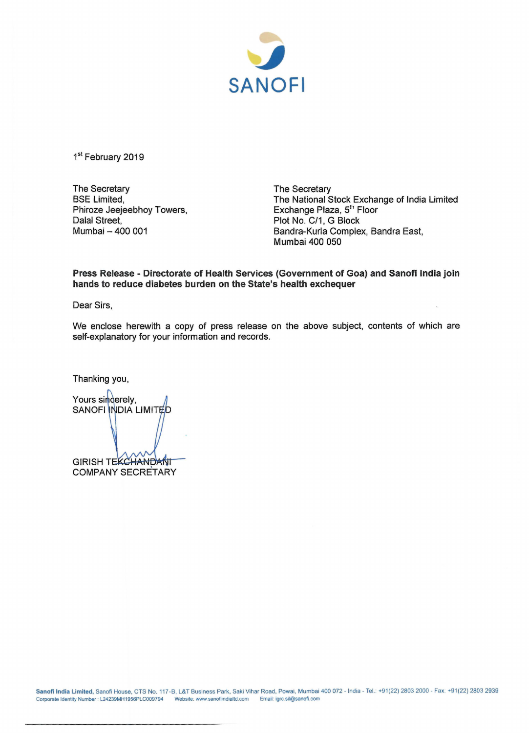SANOFI

1st February 2019

The Secretary
BSE Limited,
Phiroze Jeejeebhoy Towers,
Dalal Street,
Mumbai – 400 001

The Secretary
The National Stock Exchange of India Limited
Exchange Plaza, 5th Floor
Plot No. C/1, G Block
Bandra-Kurla Complex, Bandra East,
Mumbai 400 050

**Press Release - Directorate of Health Services (Government of Goa) and Sanofi India join hands to reduce diabetes burden on the State's health exchequer**

Dear Sirs,

We enclose herewith a copy of press release on the above subject, contents of which are self-explanatory for your information and records.

Thanking you,

Yours sincerely,
SANOFI INDIA LIMITED

GIRISH TEKCHANDANI
COMPANY SECRETARY

**Sanofi India Limited,** Sanofi House, CTS No. 117-B, L&T Business Park, Saki Vihar Road, Powai, Mumbai 400 072 - India - Tel.: +91(22) 2803 2000 - Fax. +91(22) 2803 2939
Corporate Identity Number : L24239MH1956PLC009794 Website: www.sanofiindialtd.com Email: igrc.sil@sanofi.com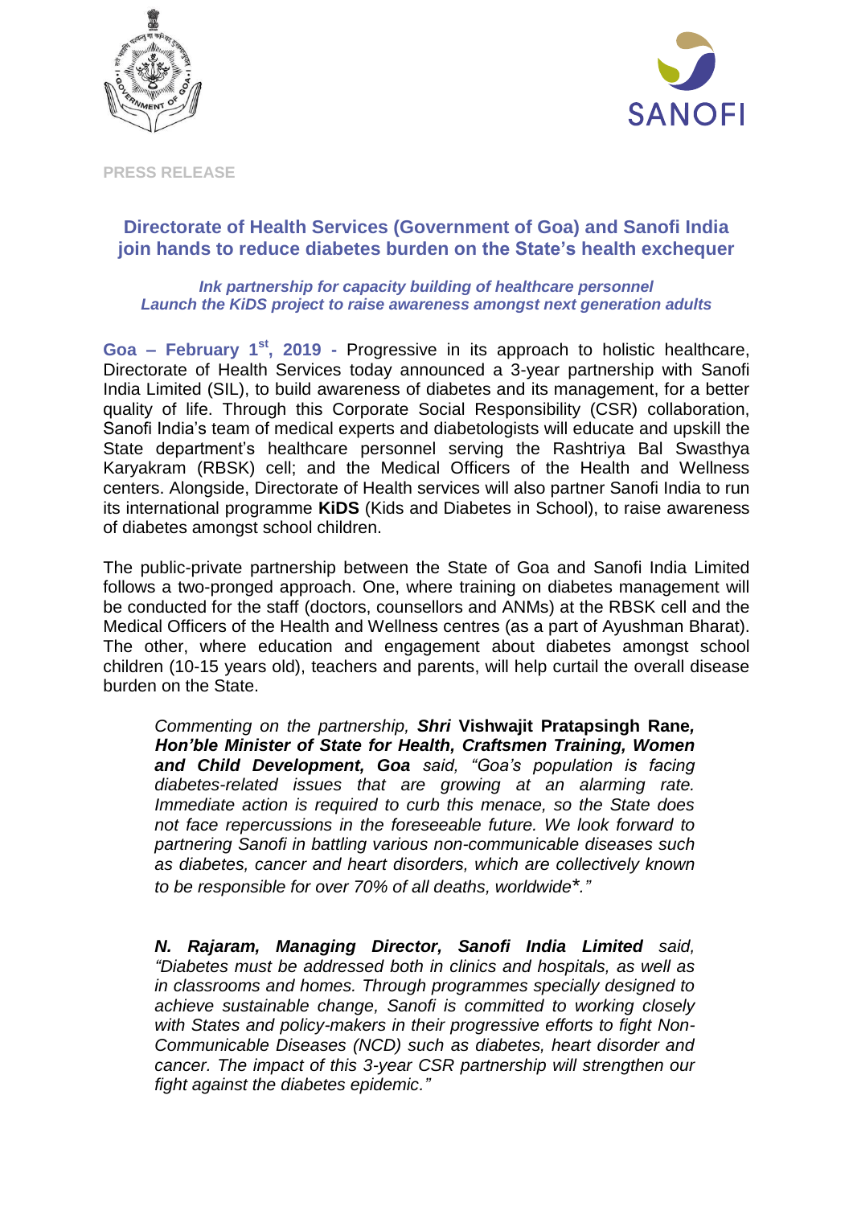PRESS RELEASE

## Directorate of Health Services (Government of Goa) and Sanofi India join hands to reduce diabetes burden on the State's health exchequer

***Ink partnership for capacity building of healthcare personnel***
***Launch the KiDS project to raise awareness amongst next generation adults***

**Goa – February 1st, 2019 -** Progressive in its approach to holistic healthcare, Directorate of Health Services today announced a 3-year partnership with Sanofi India Limited (SIL), to build awareness of diabetes and its management, for a better quality of life. Through this Corporate Social Responsibility (CSR) collaboration, Sanofi India's team of medical experts and diabetologists will educate and upskill the State department's healthcare personnel serving the Rashtriya Bal Swasthya Karyakram (RBSK) cell; and the Medical Officers of the Health and Wellness centers. Alongside, Directorate of Health services will also partner Sanofi India to run its international programme **KiDS** (Kids and Diabetes in School), to raise awareness of diabetes amongst school children.

The public-private partnership between the State of Goa and Sanofi India Limited follows a two-pronged approach. One, where training on diabetes management will be conducted for the staff (doctors, counsellors and ANMs) at the RBSK cell and the Medical Officers of the Health and Wellness centres (as a part of Ayushman Bharat). The other, where education and engagement about diabetes amongst school children (10-15 years old), teachers and parents, will help curtail the overall disease burden on the State.

> *Commenting on the partnership,* ***Shri*** **Vishwajit Pratapsingh Rane*****, Hon'ble Minister of State for Health, Craftsmen Training, Women and Child Development, Goa*** *said, "Goa's population is facing diabetes-related issues that are growing at an alarming rate. Immediate action is required to curb this menace, so the State does not face repercussions in the foreseeable future. We look forward to partnering Sanofi in battling various non-communicable diseases such as diabetes, cancer and heart disorders, which are collectively known to be responsible for over 70% of all deaths, worldwide*."*
>
> ***N. Rajaram, Managing Director, Sanofi India Limited*** *said, "Diabetes must be addressed both in clinics and hospitals, as well as in classrooms and homes. Through programmes specially designed to achieve sustainable change, Sanofi is committed to working closely with States and policy-makers in their progressive efforts to fight Non-Communicable Diseases (NCD) such as diabetes, heart disorder and cancer. The impact of this 3-year CSR partnership will strengthen our fight against the diabetes epidemic."*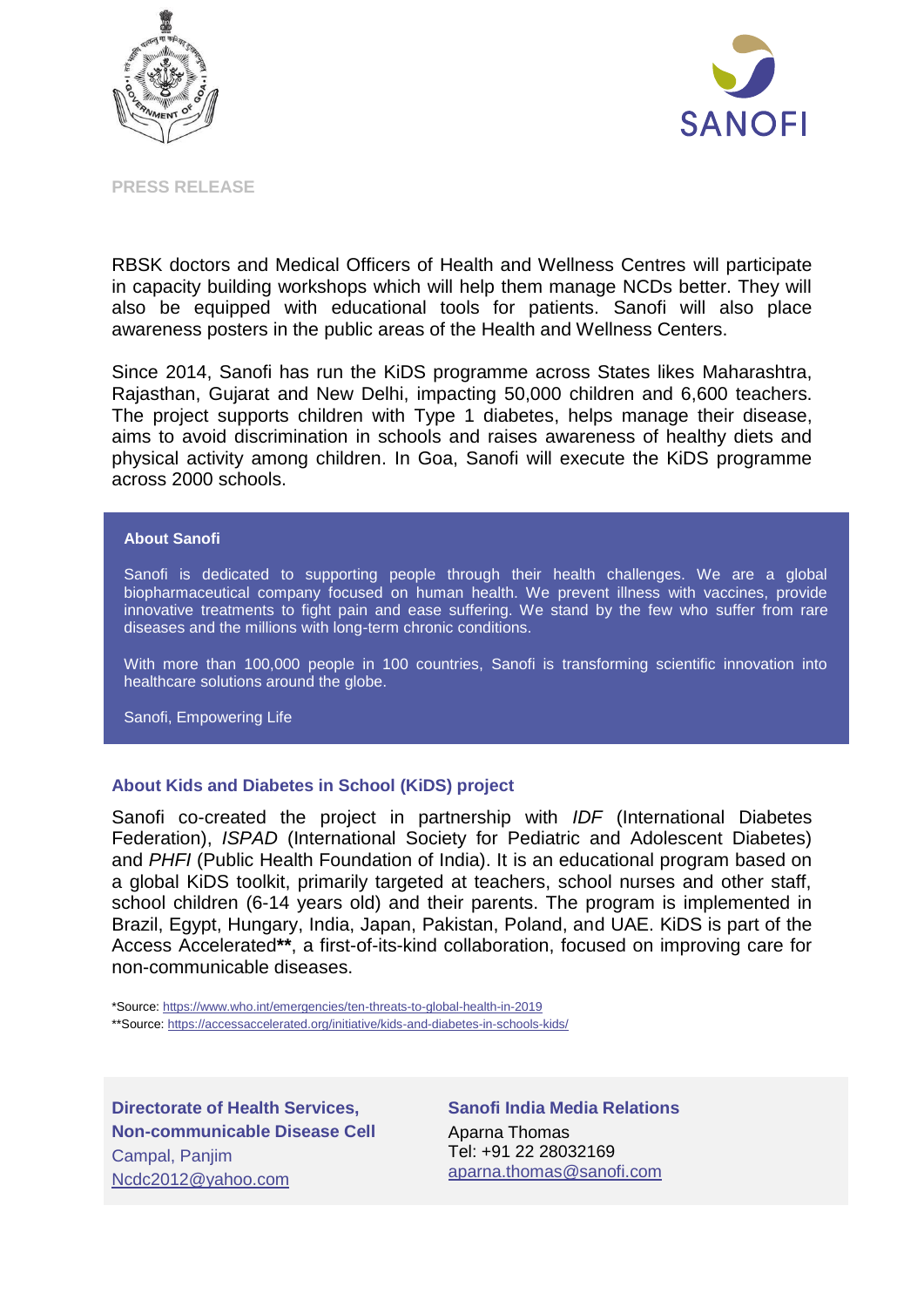PRESS RELEASE

RBSK doctors and Medical Officers of Health and Wellness Centres will participate in capacity building workshops which will help them manage NCDs better. They will also be equipped with educational tools for patients. Sanofi will also place awareness posters in the public areas of the Health and Wellness Centers.

Since 2014, Sanofi has run the KiDS programme across States likes Maharashtra, Rajasthan, Gujarat and New Delhi, impacting 50,000 children and 6,600 teachers. The project supports children with Type 1 diabetes, helps manage their disease, aims to avoid discrimination in schools and raises awareness of healthy diets and physical activity among children. In Goa, Sanofi will execute the KiDS programme across 2000 schools.

**About Sanofi**

Sanofi is dedicated to supporting people through their health challenges. We are a global biopharmaceutical company focused on human health. We prevent illness with vaccines, provide innovative treatments to fight pain and ease suffering. We stand by the few who suffer from rare diseases and the millions with long-term chronic conditions.

With more than 100,000 people in 100 countries, Sanofi is transforming scientific innovation into healthcare solutions around the globe.

Sanofi, Empowering Life

### About Kids and Diabetes in School (KiDS) project

Sanofi co-created the project in partnership with *IDF* (International Diabetes Federation), *ISPAD* (International Society for Pediatric and Adolescent Diabetes) and *PHFI* (Public Health Foundation of India). It is an educational program based on a global KiDS toolkit, primarily targeted at teachers, school nurses and other staff, school children (6-14 years old) and their parents. The program is implemented in Brazil, Egypt, Hungary, India, Japan, Pakistan, Poland, and UAE. KiDS is part of the Access Accelerated**, a first-of-its-kind collaboration, focused on improving care for non-communicable diseases.

*Source: https://www.who.int/emergencies/ten-threats-to-global-health-in-2019
**Source: https://accessaccelerated.org/initiative/kids-and-diabetes-in-schools-kids/

**Directorate of Health Services,**
**Non-communicable Disease Cell**
Campal, Panjim
Ncdc2012@yahoo.com

**Sanofi India Media Relations**
Aparna Thomas
Tel: +91 22 28032169
aparna.thomas@sanofi.com